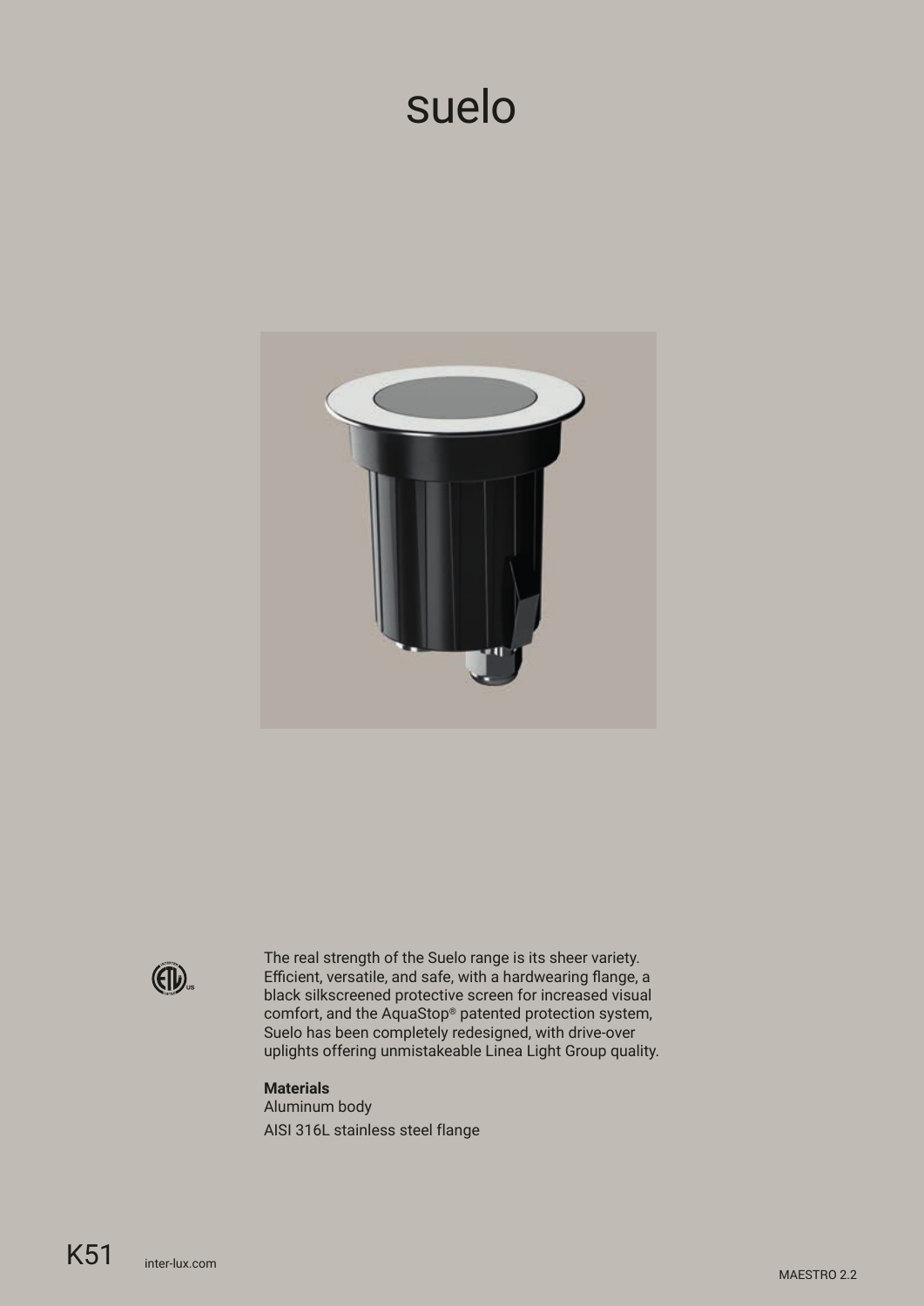# suelo

The real strength of the Suelo range is its sheer variety. Efficient, versatile, and safe, with a hardwearing flange, a black silkscreened protective screen for increased visual comfort, and the AquaStop® patented protection system, Suelo has been completely redesigned, with drive-over uplights offering unmistakeable Linea Light Group quality.

**Materials**

Aluminum body

AISI 316L stainless steel flange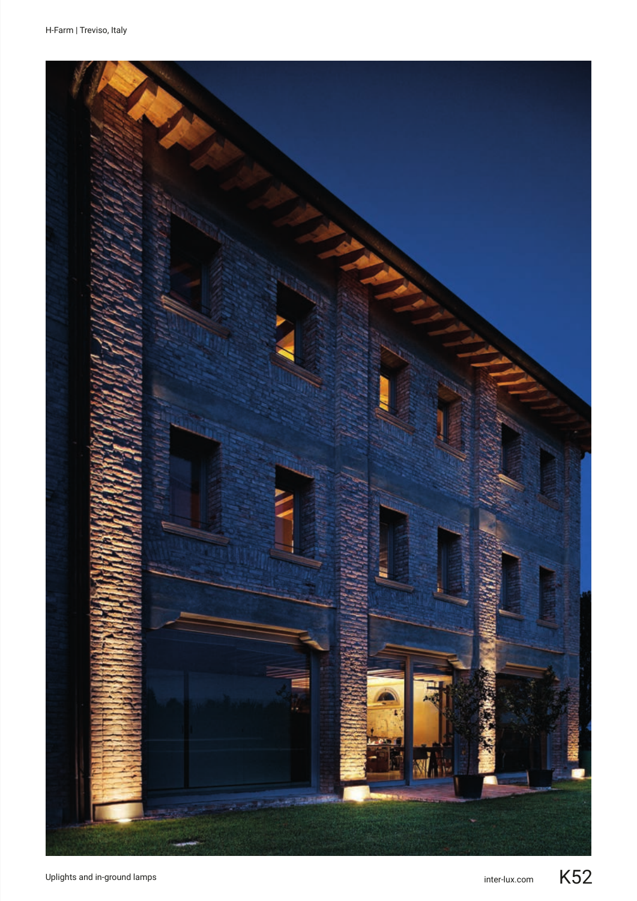H-Farm | Treviso, Italy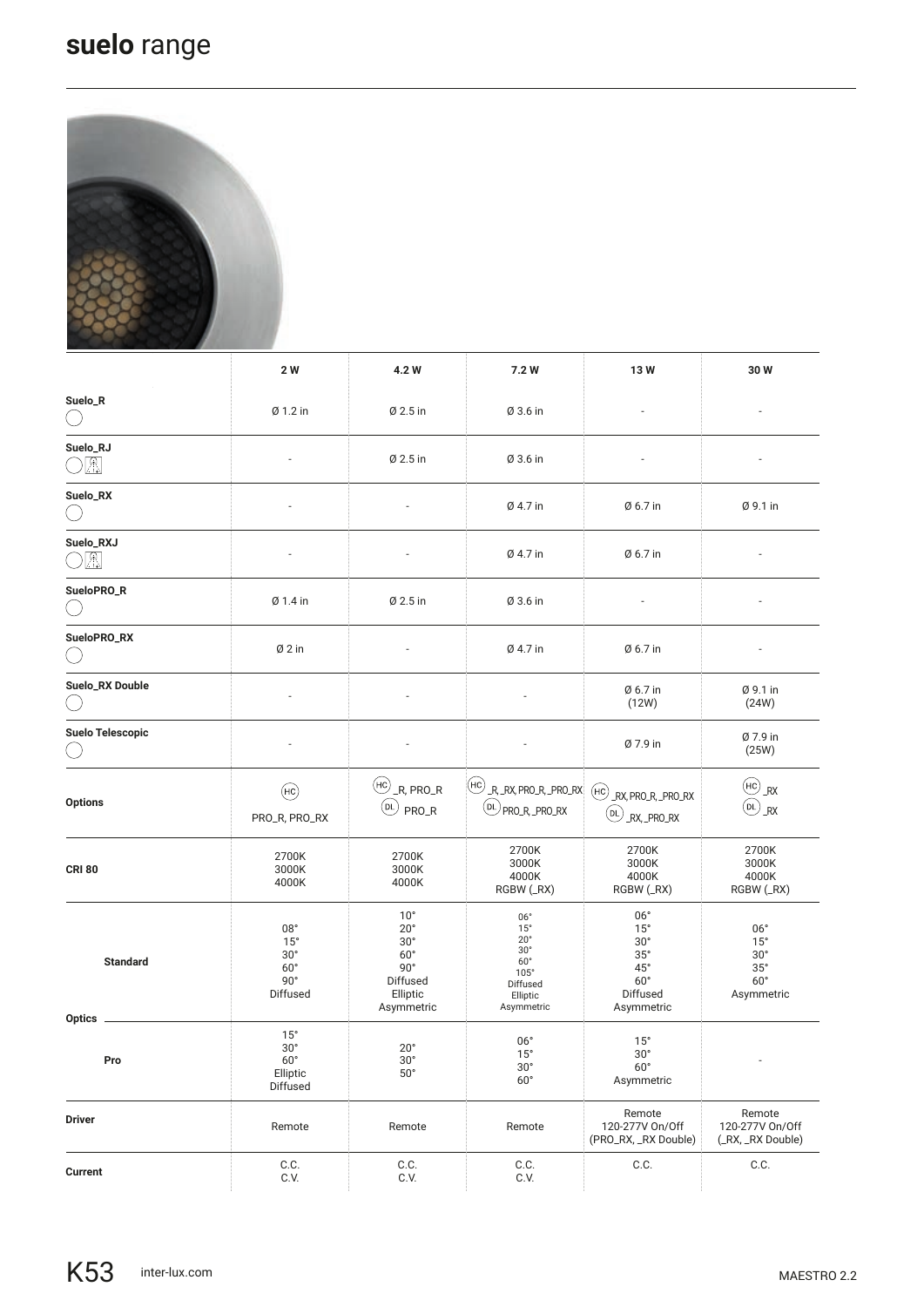# **suelo** range

| | 2 W | 4.2 W | 7.2 W | 13 W | 30 W |
|---|---|---|---|---|---|
| **Suelo_R** | Ø 1.2 in | Ø 2.5 in | Ø 3.6 in | - | - |
| **Suelo_RJ** | - | Ø 2.5 in | Ø 3.6 in | - | - |
| **Suelo_RX** | - | - | Ø 4.7 in | Ø 6.7 in | Ø 9.1 in |
| **Suelo_RXJ** | - | - | Ø 4.7 in | Ø 6.7 in | - |
| **SueloPRO_R** | Ø 1.4 in | Ø 2.5 in | Ø 3.6 in | - | - |
| **SueloPRO_RX** | Ø 2 in | - | Ø 4.7 in | Ø 6.7 in | - |
| **Suelo_RX Double** | - | - | - | Ø 6.7 in (12W) | Ø 9.1 in (24W) |
| **Suelo Telescopic** | - | - | - | Ø 7.9 in | Ø 7.9 in (25W) |
| **Options** | (HC) PRO_R, PRO_RX | (HC) _R, PRO_R (DL) PRO_R | (HC) _R, _RX, PRO_R, _PRO_RX (DL) PRO_R, _PRO_RX | (HC) _RX, PRO_R, _PRO_RX (DL) _RX, _PRO_RX | (HC) _RX (DL) _RX |
| **CRI 80** | 2700K 3000K 4000K | 2700K 3000K 4000K | 2700K 3000K 4000K RGBW (_RX) | 2700K 3000K 4000K RGBW (_RX) | 2700K 3000K 4000K RGBW (_RX) |
| **Optics – Standard** | 08° 15° 30° 60° 90° Diffused | 10° 20° 30° 60° 90° Diffused Elliptic Asymmetric | 06° 15° 20° 30° 60° 105° Diffused Elliptic Asymmetric | 06° 15° 30° 35° 45° 60° Diffused Asymmetric | 06° 15° 30° 35° 60° Asymmetric |
| **Optics – Pro** | 15° 30° 60° Elliptic Diffused | 20° 30° 50° | 06° 15° 30° 60° | 15° 30° 60° Asymmetric | - |
| **Driver** | Remote | Remote | Remote | Remote 120-277V On/Off (PRO_RX, _RX Double) | Remote 120-277V On/Off (_RX, _RX Double) |
| **Current** | C.C. C.V. | C.C. C.V. | C.C. C.V. | C.C. | C.C. |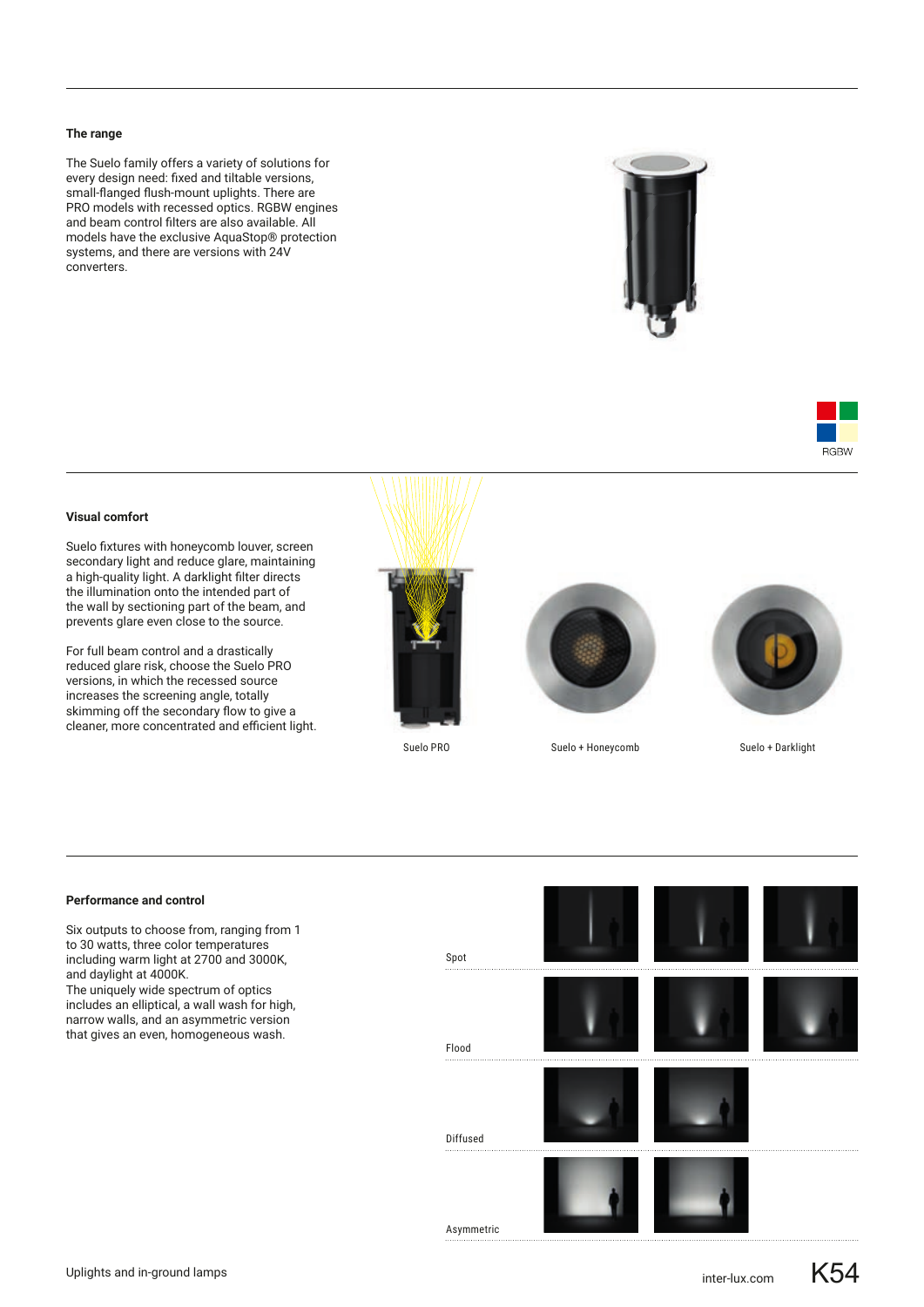### The range

The Suelo family offers a variety of solutions for every design need: fixed and tiltable versions, small-flanged flush-mount uplights. There are PRO models with recessed optics. RGBW engines and beam control filters are also available. All models have the exclusive AquaStop® protection systems, and there are versions with 24V converters.

RGBW

### Visual comfort

Suelo fixtures with honeycomb louver, screen secondary light and reduce glare, maintaining a high-quality light. A darklight filter directs the illumination onto the intended part of the wall by sectioning part of the beam, and prevents glare even close to the source.

For full beam control and a drastically reduced glare risk, choose the Suelo PRO versions, in which the recessed source increases the screening angle, totally skimming off the secondary flow to give a cleaner, more concentrated and efficient light.

Suelo PRO

Suelo + Honeycomb

Suelo + Darklight

### Performance and control

Six outputs to choose from, ranging from 1 to 30 watts, three color temperatures including warm light at 2700 and 3000K, and daylight at 4000K.
The uniquely wide spectrum of optics includes an elliptical, a wall wash for high, narrow walls, and an asymmetric version that gives an even, homogeneous wash.

Spot

Flood

Diffused

Asymmetric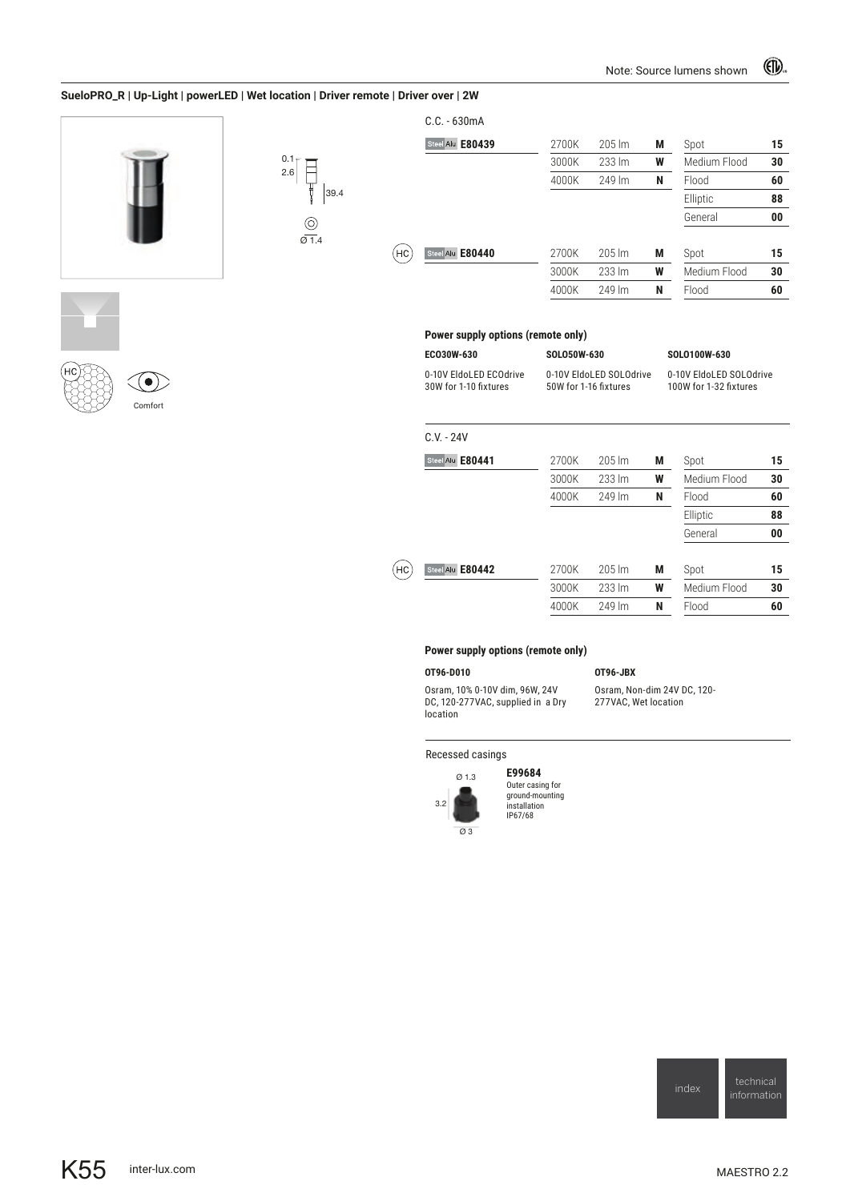Note: Source lumens shown

**SueloPRO_R | Up-Light | powerLED | Wet location | Driver remote | Driver over | 2W**

0.1
2.6
39.4
Ø 1.4

HC

Comfort

C.C. - 630mA

| Product | CCT | Lumens | Code | Beam | Code |
|---|---|---|---|---|---|
| Steel Alu **E80439** | 2700K | 205 lm | **M** | Spot | **15** |
| | 3000K | 233 lm | **W** | Medium Flood | **30** |
| | 4000K | 249 lm | **N** | Flood | **60** |
| | | | | Elliptic | **88** |
| | | | | General | **00** |
| (HC) Steel Alu **E80440** | 2700K | 205 lm | **M** | Spot | **15** |
| | 3000K | 233 lm | **W** | Medium Flood | **30** |
| | 4000K | 249 lm | **N** | Flood | **60** |

**Power supply options (remote only)**

| ECO30W-630 | SOLO50W-630 | SOLO100W-630 |
|---|---|---|
| 0-10V EldoLED ECOdrive 30W for 1-10 fixtures | 0-10V EldoLED SOLOdrive 50W for 1-16 fixtures | 0-10V EldoLED SOLOdrive 100W for 1-32 fixtures |

C.V. - 24V

| Product | CCT | Lumens | Code | Beam | Code |
|---|---|---|---|---|---|
| Steel Alu **E80441** | 2700K | 205 lm | **M** | Spot | **15** |
| | 3000K | 233 lm | **W** | Medium Flood | **30** |
| | 4000K | 249 lm | **N** | Flood | **60** |
| | | | | Elliptic | **88** |
| | | | | General | **00** |
| (HC) Steel Alu **E80442** | 2700K | 205 lm | **M** | Spot | **15** |
| | 3000K | 233 lm | **W** | Medium Flood | **30** |
| | 4000K | 249 lm | **N** | Flood | **60** |

**Power supply options (remote only)**

| OT96-D010 | OT96-JBX |
|---|---|
| Osram, 10% 0-10V dim, 96W, 24V DC, 120-277VAC, supplied in a Dry location | Osram, Non-dim 24V DC, 120-277VAC, Wet location |

Recessed casings

Ø 1.3
3.2
Ø 3

**E99684**
Outer casing for ground-mounting installation
IP67/68

index | technical information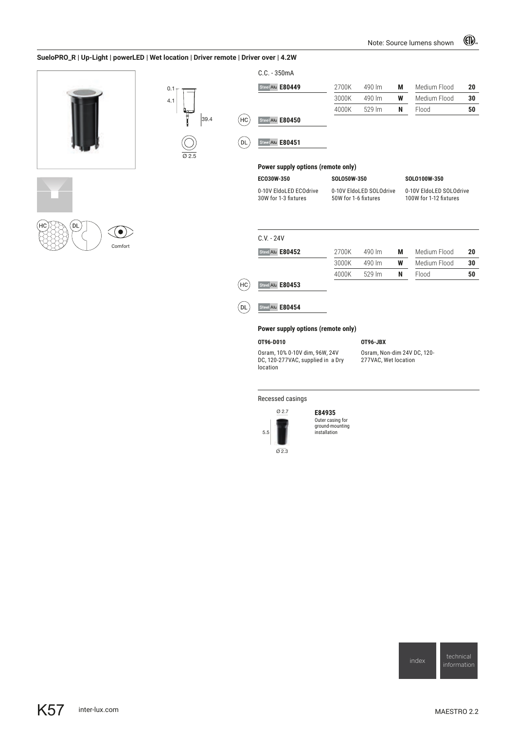Note: Source lumens shown

## SueloPRO_R | Up-Light | powerLED | Wet location | Driver remote | Driver over | 4.2W

0.1
4.1
39.4
Ø 2.5

HC DL Comfort

### C.C. - 350mA

| | Code | CCT | Lumens | | Beam | |
|---|---|---|---|---|---|---|
| | Steel Alu **E80449** | 2700K | 490 lm | **M** | Medium Flood | **20** |
| | | 3000K | 490 lm | **W** | Medium Flood | **30** |
| | | 4000K | 529 lm | **N** | Flood | **50** |
| HC | Steel Alu **E80450** | | | | | |
| DL | Steel Alu **E80451** | | | | | |

**Power supply options (remote only)**

| ECO30W-350 | SOLO50W-350 | SOLO100W-350 |
|---|---|---|
| 0-10V EldoLED ECOdrive 30W for 1-3 fixtures | 0-10V EldoLED SOLOdrive 50W for 1-6 fixtures | 0-10V EldoLED SOLOdrive 100W for 1-12 fixtures |

### C.V. - 24V

| | Code | CCT | Lumens | | Beam | |
|---|---|---|---|---|---|---|
| | Steel Alu **E80452** | 2700K | 490 lm | **M** | Medium Flood | **20** |
| | | 3000K | 490 lm | **W** | Medium Flood | **30** |
| | | 4000K | 529 lm | **N** | Flood | **50** |
| HC | Steel Alu **E80453** | | | | | |
| DL | Steel Alu **E80454** | | | | | |

**Power supply options (remote only)**

| OT96-D010 | OT96-JBX |
|---|---|
| Osram, 10% 0-10V dim, 96W, 24V DC, 120-277VAC, supplied in a Dry location | Osram, Non-dim 24V DC, 120-277VAC, Wet location |

Recessed casings

Ø 2.7
5.5
Ø 2.3

**E84935**
Outer casing for ground-mounting installation

index | technical information

K57 inter-lux.com MAESTRO 2.2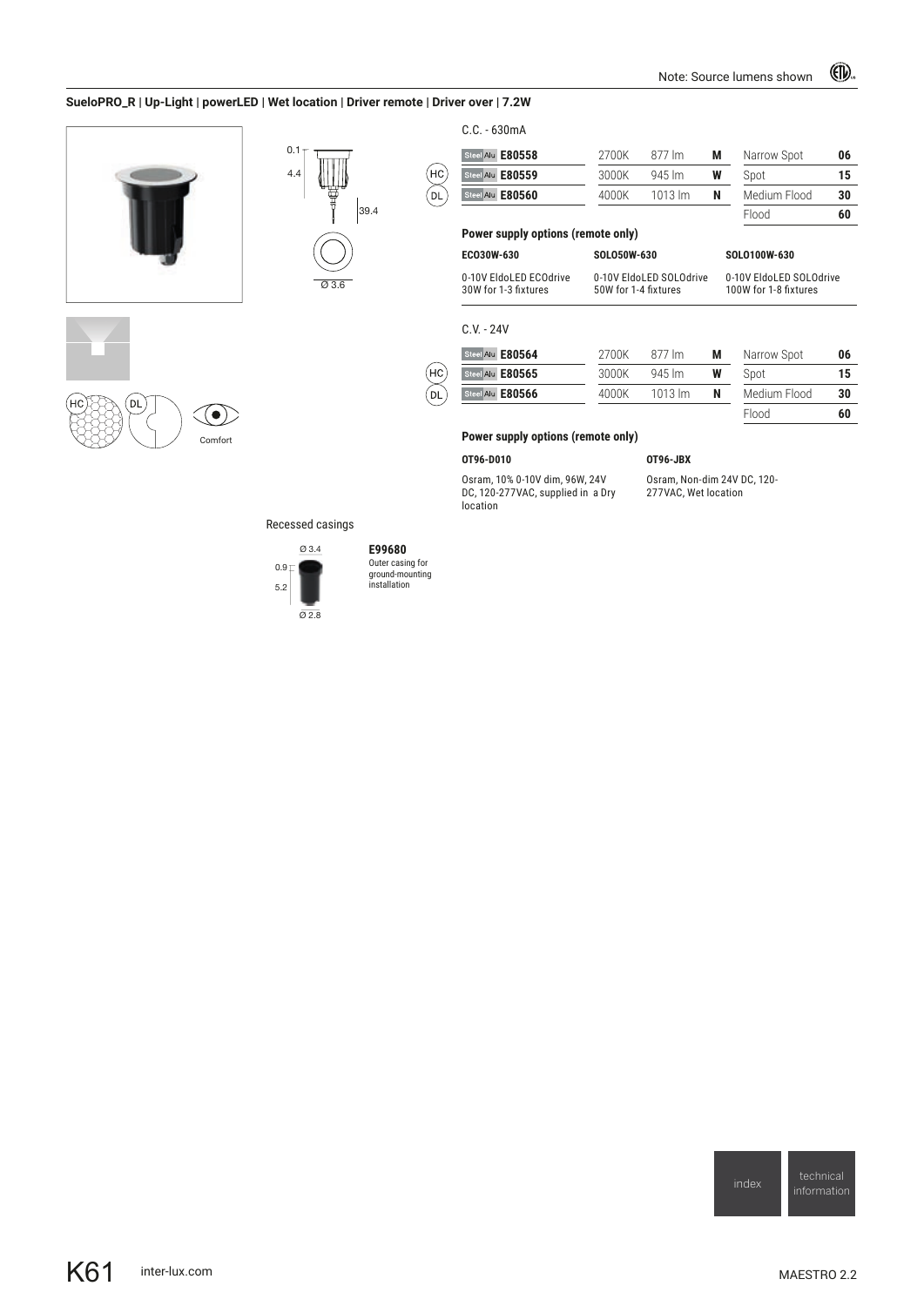Note: Source lumens shown

**SueloPRO_R | Up-Light | powerLED | Wet location | Driver remote | Driver over | 7.2W**

0.1
4.4
39.4
Ø 3.6

HC DL Comfort

C.C. - 630mA

| | | | | | | | |
|---|---|---|---|---|---|---|---|
| | Steel Alu **E80558** | 2700K | 877 lm | **M** | Narrow Spot | **06** |
| HC | Steel Alu **E80559** | 3000K | 945 lm | **W** | Spot | **15** |
| DL | Steel Alu **E80560** | 4000K | 1013 lm | **N** | Medium Flood | **30** |
| | | | | | Flood | **60** |

**Power supply options (remote only)**

| **ECO30W-630** | **SOLO50W-630** | **SOLO100W-630** |
|---|---|---|
| 0-10V EldoLED ECOdrive 30W for 1-3 fixtures | 0-10V EldoLED SOLOdrive 50W for 1-4 fixtures | 0-10V EldoLED SOLOdrive 100W for 1-8 fixtures |

C.V. - 24V

| | | | | | | |
|---|---|---|---|---|---|---|
| | Steel Alu **E80564** | 2700K | 877 lm | **M** | Narrow Spot | **06** |
| HC | Steel Alu **E80565** | 3000K | 945 lm | **W** | Spot | **15** |
| DL | Steel Alu **E80566** | 4000K | 1013 lm | **N** | Medium Flood | **30** |
| | | | | | Flood | **60** |

**Power supply options (remote only)**

| **OT96-D010** | **OT96-JBX** |
|---|---|
| Osram, 10% 0-10V dim, 96W, 24V DC, 120-277VAC, supplied in a Dry location | Osram, Non-dim 24V DC, 120-277VAC, Wet location |

Recessed casings

Ø 3.4
0.9
5.2
Ø 2.8

**E99680**
Outer casing for ground-mounting installation

index | technical information